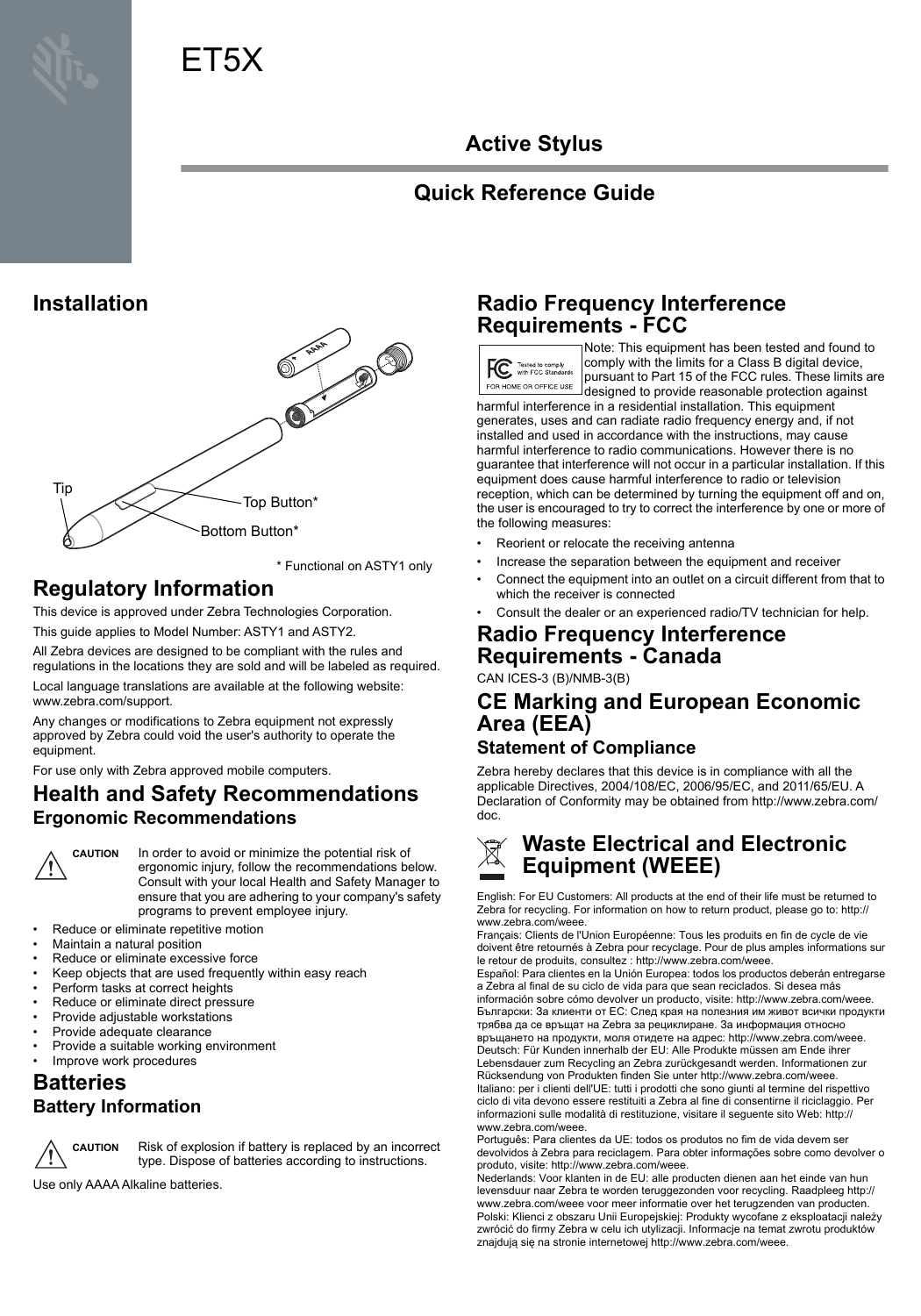# ET5X

## Active Stylus

## Quick Reference Guide

## Installation

Tip

Top Button*

Bottom Button*

* Functional on ASTY1 only

## Regulatory Information

This device is approved under Zebra Technologies Corporation.

This guide applies to Model Number: ASTY1 and ASTY2.

All Zebra devices are designed to be compliant with the rules and regulations in the locations they are sold and will be labeled as required.

Local language translations are available at the following website: www.zebra.com/support.

Any changes or modifications to Zebra equipment not expressly approved by Zebra could void the user's authority to operate the equipment.

For use only with Zebra approved mobile computers.

## Health and Safety Recommendations

### Ergonomic Recommendations

**CAUTION** In order to avoid or minimize the potential risk of ergonomic injury, follow the recommendations below. Consult with your local Health and Safety Manager to ensure that you are adhering to your company's safety programs to prevent employee injury.

- Reduce or eliminate repetitive motion
- Maintain a natural position
- Reduce or eliminate excessive force
- Keep objects that are used frequently within easy reach
- Perform tasks at correct heights
- Reduce or eliminate direct pressure
- Provide adjustable workstations
- Provide adequate clearance
- Provide a suitable working environment
- Improve work procedures

## Batteries

### Battery Information

**CAUTION** Risk of explosion if battery is replaced by an incorrect type. Dispose of batteries according to instructions.

Use only AAAA Alkaline batteries.

## Radio Frequency Interference Requirements - FCC

Tested to comply with FCC Standards FOR HOME OR OFFICE USE

Note: This equipment has been tested and found to comply with the limits for a Class B digital device, pursuant to Part 15 of the FCC rules. These limits are designed to provide reasonable protection against harmful interference in a residential installation. This equipment generates, uses and can radiate radio frequency energy and, if not installed and used in accordance with the instructions, may cause harmful interference to radio communications. However there is no guarantee that interference will not occur in a particular installation. If this equipment does cause harmful interference to radio or television reception, which can be determined by turning the equipment off and on, the user is encouraged to try to correct the interference by one or more of the following measures:

- Reorient or relocate the receiving antenna
- Increase the separation between the equipment and receiver
- Connect the equipment into an outlet on a circuit different from that to which the receiver is connected
- Consult the dealer or an experienced radio/TV technician for help.

## Radio Frequency Interference Requirements - Canada

CAN ICES-3 (B)/NMB-3(B)

## CE Marking and European Economic Area (EEA)

### Statement of Compliance

Zebra hereby declares that this device is in compliance with all the applicable Directives, 2004/108/EC, 2006/95/EC, and 2011/65/EU. A Declaration of Conformity may be obtained from http://www.zebra.com/doc.

## Waste Electrical and Electronic Equipment (WEEE)

English: For EU Customers: All products at the end of their life must be returned to Zebra for recycling. For information on how to return product, please go to: http://www.zebra.com/weee.
Français: Clients de l'Union Européenne: Tous les produits en fin de cycle de vie doivent être retournés à Zebra pour recyclage. Pour de plus amples informations sur le retour de produits, consultez : http://www.zebra.com/weee.
Español: Para clientes en la Unión Europea: todos los productos deberán entregarse a Zebra al final de su ciclo de vida para que sean reciclados. Si desea más información sobre cómo devolver un producto, visite: http://www.zebra.com/weee.
Български: За клиенти от ЕС: След края на полезния им живот всички продукти трябва да се връщат на Zebra за рециклиране. За информация относно връщането на продукти, моля отидете на адрес: http://www.zebra.com/weee.
Deutsch: Für Kunden innerhalb der EU: Alle Produkte müssen am Ende ihrer Lebensdauer zum Recycling an Zebra zurückgesandt werden. Informationen zur Rücksendung von Produkten finden Sie unter http://www.zebra.com/weee.
Italiano: per i clienti dell'UE: tutti i prodotti che sono giunti al termine del rispettivo ciclo di vita devono essere restituiti a Zebra al fine di consentirne il riciclaggio. Per informazioni sulle modalità di restituzione, visitare il seguente sito Web: http://www.zebra.com/weee.
Português: Para clientes da UE: todos os produtos no fim de vida devem ser devolvidos à Zebra para reciclagem. Para obter informações sobre como devolver o produto, visite: http://www.zebra.com/weee.
Nederlands: Voor klanten in de EU: alle producten dienen aan het einde van hun levensduur naar Zebra te worden teruggezonden voor recycling. Raadpleeg http://www.zebra.com/weee voor meer informatie over het terugzenden van producten.
Polski: Klienci z obszaru Unii Europejskiej: Produkty wycofane z eksploatacji należy zwrócić do firmy Zebra w celu ich utylizacji. Informacje na temat zwrotu produktów znajdują się na stronie internetowej http://www.zebra.com/weee.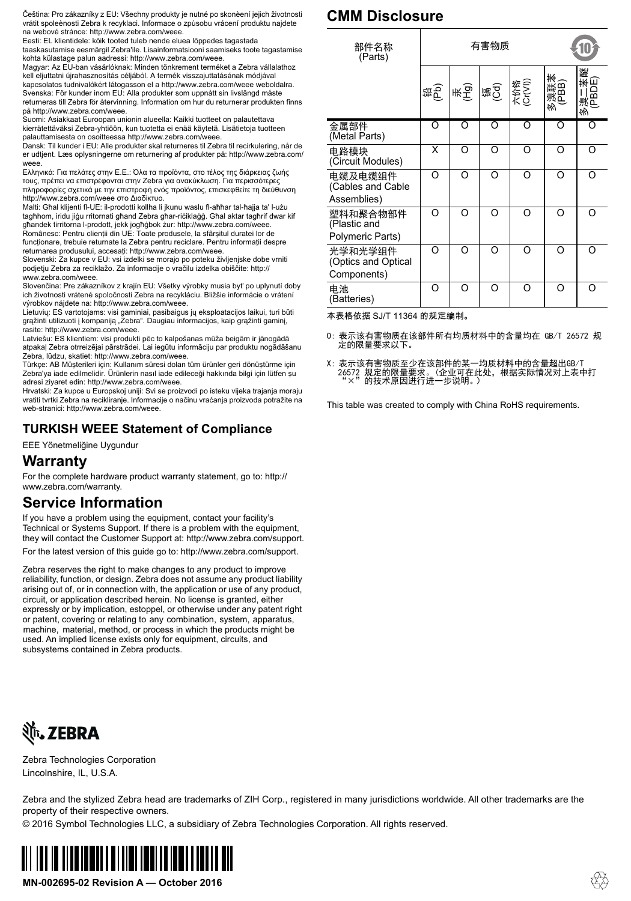Čeština: Pro zákazníky z EU: Všechny produkty je nutné po skonèení jejich životnosti vrátit spoleènosti Zebra k recyklaci. Informace o zpùsobu vrácení produktu najdete na webové stránce: http://www.zebra.com/weee.

Eesti: EL klientidele: kõik tooted tuleb nende eluea lõppedes tagastada taaskasutamise eesmärgil Zebra'ile. Lisainformatsiooni saamiseks toote tagastamise kohta külastage palun aadressi: http://www.zebra.com/weee.

Magyar: Az EU-ban vásárlóknak: Minden tönkrement terméket a Zebra vállalathoz kell eljuttatni újrahasznosítás céljából. A termék visszajuttatásának módjával kapcsolatos tudnivalókért látogasson el a http://www.zebra.com/weee weboldalra.

Svenska: För kunder inom EU: Alla produkter som uppnått sin livslängd måste returneras till Zebra för återvinning. Information om hur du returnerar produkten finns på http://www.zebra.com/weee.

Suomi: Asiakkaat Euroopan unionin alueella: Kaikki tuotteet on palautettava kierrätettäväksi Zebra-yhtiöön, kun tuotetta ei enää käytetä. Lisätietoja tuotteen palauttamisesta on osoitteessa http://www.zebra.com/weee.

Dansk: Til kunder i EU: Alle produkter skal returneres til Zebra til recirkulering, når de er udtjent. Læs oplysningerne om returnering af produkter på: http://www.zebra.com/weee.

Ελληνικά: Για πελάτες στην Ε.Ε.: Όλα τα προϊόντα, στο τέλος της διάρκειας ζωής τους, πρέπει να επιστρέφονται στην Zebra για ανακύκλωση. Για περισσότερες πληροφορίες σχετικά με την επιστροφή ενός προϊόντος, επισκεφθείτε τη διεύθυνση http://www.zebra.com/weee στο Διαδίκτυο.

Malti: Għal klijenti fl-UE: il-prodotti kollha li jkunu waslu fl-aħħar tal-ħajja ta' l-użu tagħhom, iridu jiġu rritornati għand Zebra għar-riċiklaġġ. Għal aktar tagħrif dwar kif għandek tirritorna l-prodott, jekk jogħġbok żur: http://www.zebra.com/weee.

Românesc: Pentru clienţii din UE: Toate produsele, la sfârşitul duratei lor de funcţionare, trebuie returnate la Zebra pentru reciclare. Pentru informaţii despre returnarea produsului, accesaţi: http://www.zebra.com/weee.

Slovenski: Za kupce v EU: vsi izdelki se morajo po poteku življenjske dobe vrniti podjetju Zebra za reciklažo. Za informacije o vračilu izdelka obiščite: http://www.zebra.com/weee.

Slovenčina: Pre zákazníkov z krajín EU: Všetky výrobky musia byť po uplynutí doby ich životnosti vrátené spoločnosti Zebra na recykláciu. Bližšie informácie o vrátení výrobkov nájdete na: http://www.zebra.com/weee.

Lietuvių: ES vartotojams: visi gaminiai, pasibaigus jų eksploatacijos laikui, turi būti grąžinti utilizuoti į kompaniją „Zebra". Daugiau informacijos, kaip grąžinti gaminį, rasite: http://www.zebra.com/weee.

Latviešu: ES klientiem: visi produkti pēc to kalpošanas mūža beigām ir jānogādā atpakaļ Zebra otrreizējai pārstrādei. Lai iegūtu informāciju par produktu nogādāšanu Zebra, lūdzu, skatiet: http://www.zebra.com/weee.

Türkçe: AB Müşterileri için: Kullanım süresi dolan tüm ürünler geri dönüştürme için Zebra'ya iade edilmelidir. Ürünlerin nasıl iade edileceği hakkında bilgi için lütfen şu adresi ziyaret edin: http://www.zebra.com/weee.

Hrvatski: Za kupce u Europskoj uniji: Svi se proizvodi po isteku vijeka trajanja moraju vratiti tvrtki Zebra na recikliranje. Informacije o načinu vraćanja proizvoda potražite na web-stranici: http://www.zebra.com/weee.

## TURKISH WEEE Statement of Compliance

EEE Yönetmeliğine Uygundur

# Warranty

For the complete hardware product warranty statement, go to: http://www.zebra.com/warranty.

# Service Information

If you have a problem using the equipment, contact your facility's Technical or Systems Support. If there is a problem with the equipment, they will contact the Customer Support at: http://www.zebra.com/support.

For the latest version of this guide go to: http://www.zebra.com/support.

Zebra reserves the right to make changes to any product to improve reliability, function, or design. Zebra does not assume any product liability arising out of, or in connection with, the application or use of any product, circuit, or application described herein. No license is granted, either expressly or by implication, estoppel, or otherwise under any patent right or patent, covering or relating to any combination, system, apparatus, machine, material, method, or process in which the products might be used. An implied license exists only for equipment, circuits, and subsystems contained in Zebra products.

# CMM Disclosure

| 部件名称 (Parts) | 有害物质 | | | | | |
|---|---|---|---|---|---|---|
| | 铅 (Pb) | 汞 (Hg) | 镉 (Cd) | 六价铬 (Cr(VI)) | 多溴联苯 (PBB) | 多溴二苯醚 (PBDE) |
| 金属部件 (Metal Parts) | O | O | O | O | O | O |
| 电路模块 (Circuit Modules) | X | O | O | O | O | O |
| 电缆及电缆组件 (Cables and Cable Assemblies) | O | O | O | O | O | O |
| 塑料和聚合物部件 (Plastic and Polymeric Parts) | O | O | O | O | O | O |
| 光学和光学组件 (Optics and Optical Components) | O | O | O | O | O | O |
| 电池 (Batteries) | O | O | O | O | O | O |

本表格依据 SJ/T 11364 的规定编制。

O: 表示该有害物质在该部件所有均质材料中的含量均在 GB/T 26572 规定的限量要求以下。

X: 表示该有害物质至少在该部件的某一均质材料中的含量超出GB/T 26572 规定的限量要求。(企业可在此处，根据实际情况对上表中打"×"的技术原因进行进一步说明。)

This table was created to comply with China RoHS requirements.

ZEBRA

Zebra Technologies Corporation
Lincolnshire, IL, U.S.A.

Zebra and the stylized Zebra head are trademarks of ZIH Corp., registered in many jurisdictions worldwide. All other trademarks are the property of their respective owners.

© 2016 Symbol Technologies LLC, a subsidiary of Zebra Technologies Corporation. All rights reserved.

**MN-002695-02 Revision A — October 2016**